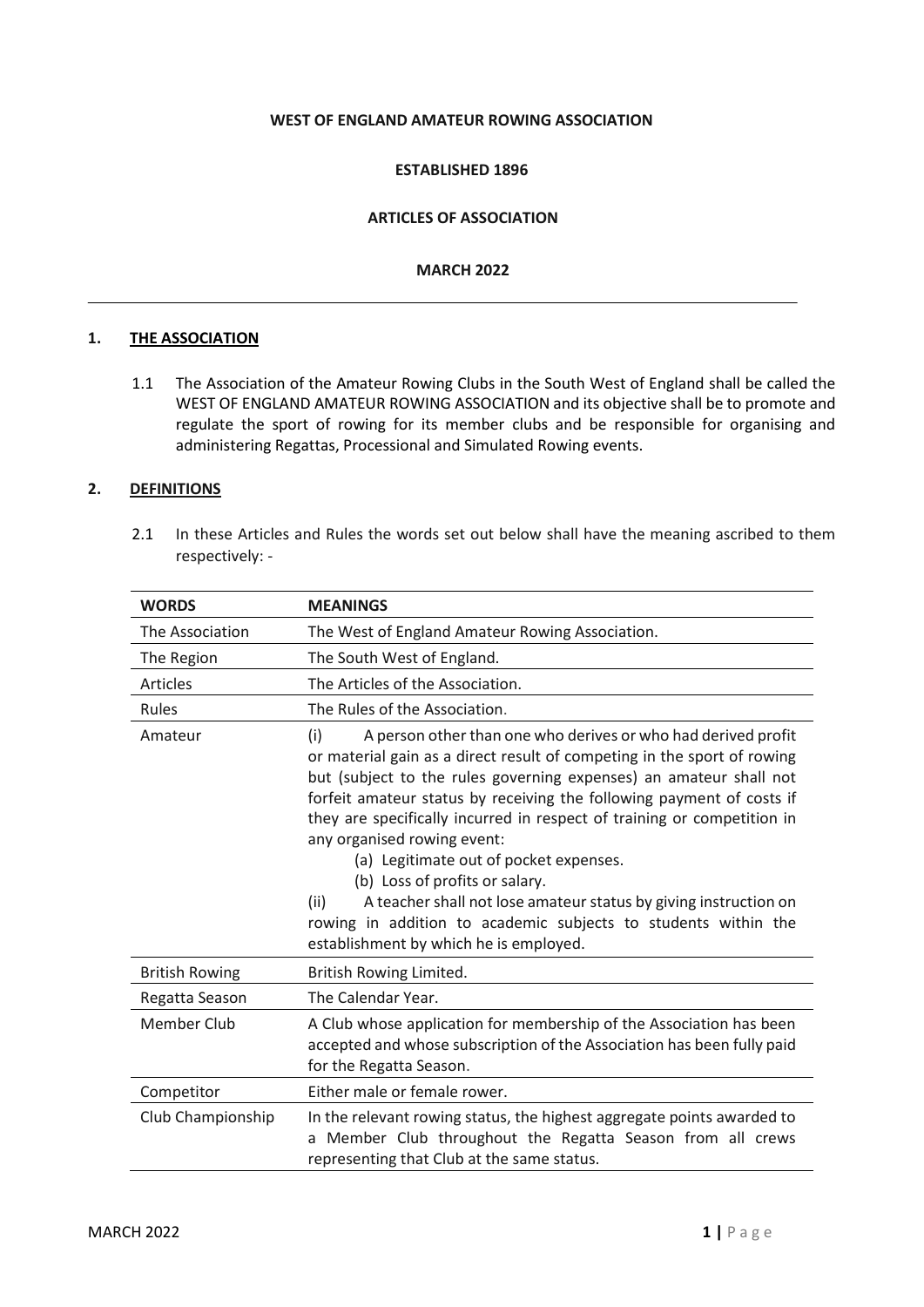**WEST OF ENGLAND AMATEUR ROWING ASSOCIATION**

**ESTABLISHED 1896**

**ARTICLES OF ASSOCIATION**

**MARCH 2022**

---

## 1. THE ASSOCIATION

1.1 The Association of the Amateur Rowing Clubs in the South West of England shall be called the WEST OF ENGLAND AMATEUR ROWING ASSOCIATION and its objective shall be to promote and regulate the sport of rowing for its member clubs and be responsible for organising and administering Regattas, Processional and Simulated Rowing events.

## 2. DEFINITIONS

2.1 In these Articles and Rules the words set out below shall have the meaning ascribed to them respectively: -

| WORDS | MEANINGS |
|---|---|
| The Association | The West of England Amateur Rowing Association. |
| The Region | The South West of England. |
| Articles | The Articles of the Association. |
| Rules | The Rules of the Association. |
| Amateur | (i) A person other than one who derives or who had derived profit or material gain as a direct result of competing in the sport of rowing but (subject to the rules governing expenses) an amateur shall not forfeit amateur status by receiving the following payment of costs if they are specifically incurred in respect of training or competition in any organised rowing event: (a) Legitimate out of pocket expenses. (b) Loss of profits or salary. (ii) A teacher shall not lose amateur status by giving instruction on rowing in addition to academic subjects to students within the establishment by which he is employed. |
| British Rowing | British Rowing Limited. |
| Regatta Season | The Calendar Year. |
| Member Club | A Club whose application for membership of the Association has been accepted and whose subscription of the Association has been fully paid for the Regatta Season. |
| Competitor | Either male or female rower. |
| Club Championship | In the relevant rowing status, the highest aggregate points awarded to a Member Club throughout the Regatta Season from all crews representing that Club at the same status. |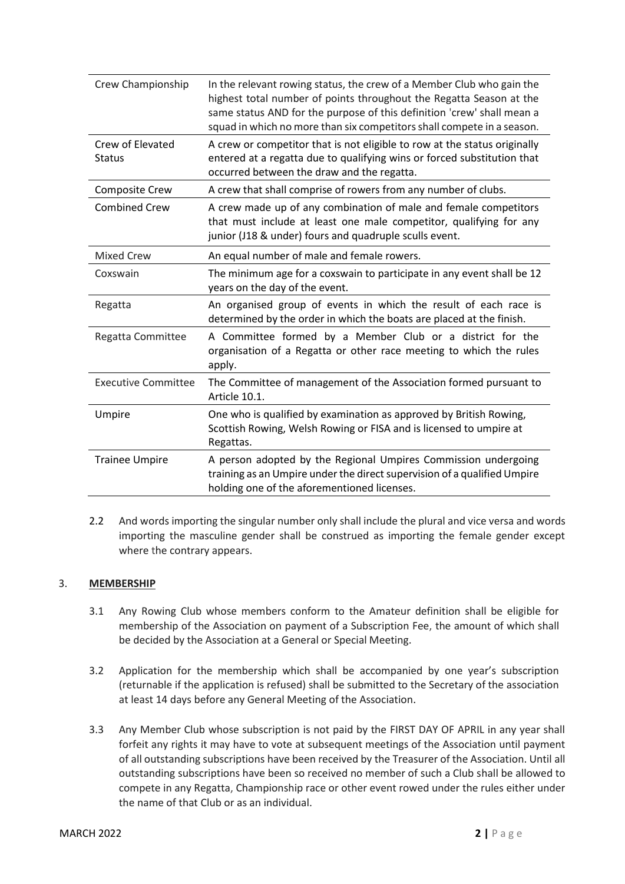| | |
|---|---|
| Crew Championship | In the relevant rowing status, the crew of a Member Club who gain the highest total number of points throughout the Regatta Season at the same status AND for the purpose of this definition 'crew' shall mean a squad in which no more than six competitors shall compete in a season. |
| Crew of Elevated Status | A crew or competitor that is not eligible to row at the status originally entered at a regatta due to qualifying wins or forced substitution that occurred between the draw and the regatta. |
| Composite Crew | A crew that shall comprise of rowers from any number of clubs. |
| Combined Crew | A crew made up of any combination of male and female competitors that must include at least one male competitor, qualifying for any junior (J18 & under) fours and quadruple sculls event. |
| Mixed Crew | An equal number of male and female rowers. |
| Coxswain | The minimum age for a coxswain to participate in any event shall be 12 years on the day of the event. |
| Regatta | An organised group of events in which the result of each race is determined by the order in which the boats are placed at the finish. |
| Regatta Committee | A Committee formed by a Member Club or a district for the organisation of a Regatta or other race meeting to which the rules apply. |
| Executive Committee | The Committee of management of the Association formed pursuant to Article 10.1. |
| Umpire | One who is qualified by examination as approved by British Rowing, Scottish Rowing, Welsh Rowing or FISA and is licensed to umpire at Regattas. |
| Trainee Umpire | A person adopted by the Regional Umpires Commission undergoing training as an Umpire under the direct supervision of a qualified Umpire holding one of the aforementioned licenses. |

2.2 And words importing the singular number only shall include the plural and vice versa and words importing the masculine gender shall be construed as importing the female gender except where the contrary appears.

## 3. **MEMBERSHIP**

3.1 Any Rowing Club whose members conform to the Amateur definition shall be eligible for membership of the Association on payment of a Subscription Fee, the amount of which shall be decided by the Association at a General or Special Meeting.

3.2 Application for the membership which shall be accompanied by one year's subscription (returnable if the application is refused) shall be submitted to the Secretary of the association at least 14 days before any General Meeting of the Association.

3.3 Any Member Club whose subscription is not paid by the FIRST DAY OF APRIL in any year shall forfeit any rights it may have to vote at subsequent meetings of the Association until payment of all outstanding subscriptions have been received by the Treasurer of the Association. Until all outstanding subscriptions have been so received no member of such a Club shall be allowed to compete in any Regatta, Championship race or other event rowed under the rules either under the name of that Club or as an individual.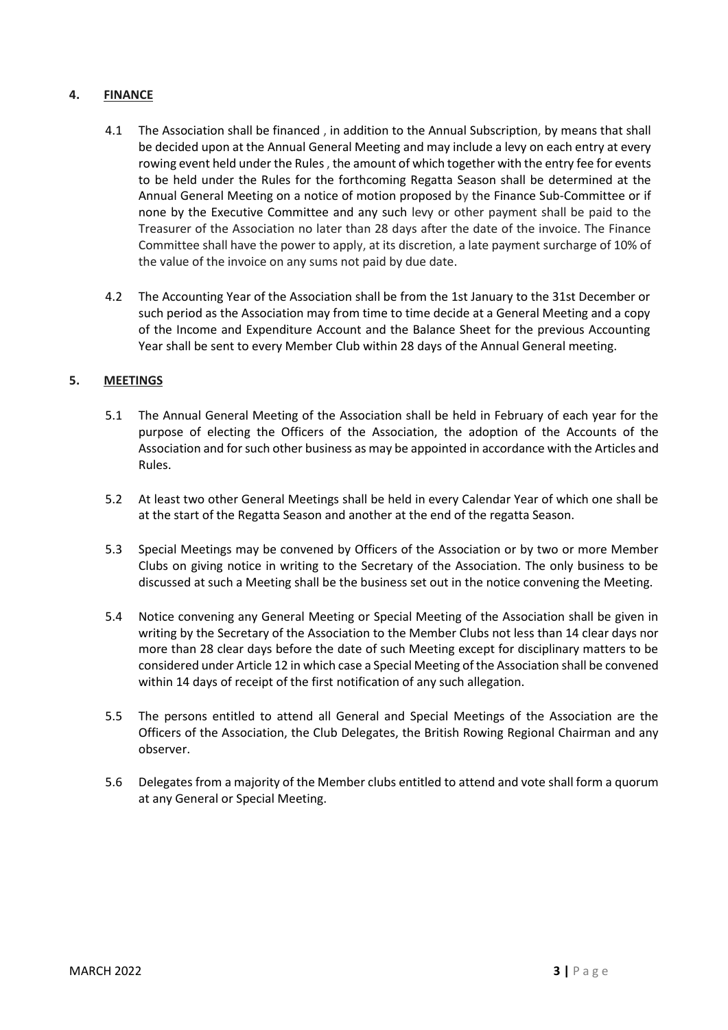## 4. FINANCE

4.1 The Association shall be financed , in addition to the Annual Subscription, by means that shall be decided upon at the Annual General Meeting and may include a levy on each entry at every rowing event held under the Rules , the amount of which together with the entry fee for events to be held under the Rules for the forthcoming Regatta Season shall be determined at the Annual General Meeting on a notice of motion proposed by the Finance Sub-Committee or if none by the Executive Committee and any such levy or other payment shall be paid to the Treasurer of the Association no later than 28 days after the date of the invoice. The Finance Committee shall have the power to apply, at its discretion, a late payment surcharge of 10% of the value of the invoice on any sums not paid by due date.

4.2 The Accounting Year of the Association shall be from the 1st January to the 31st December or such period as the Association may from time to time decide at a General Meeting and a copy of the Income and Expenditure Account and the Balance Sheet for the previous Accounting Year shall be sent to every Member Club within 28 days of the Annual General meeting.

## 5. MEETINGS

5.1 The Annual General Meeting of the Association shall be held in February of each year for the purpose of electing the Officers of the Association, the adoption of the Accounts of the Association and for such other business as may be appointed in accordance with the Articles and Rules.

5.2 At least two other General Meetings shall be held in every Calendar Year of which one shall be at the start of the Regatta Season and another at the end of the regatta Season.

5.3 Special Meetings may be convened by Officers of the Association or by two or more Member Clubs on giving notice in writing to the Secretary of the Association. The only business to be discussed at such a Meeting shall be the business set out in the notice convening the Meeting.

5.4 Notice convening any General Meeting or Special Meeting of the Association shall be given in writing by the Secretary of the Association to the Member Clubs not less than 14 clear days nor more than 28 clear days before the date of such Meeting except for disciplinary matters to be considered under Article 12 in which case a Special Meeting of the Association shall be convened within 14 days of receipt of the first notification of any such allegation.

5.5 The persons entitled to attend all General and Special Meetings of the Association are the Officers of the Association, the Club Delegates, the British Rowing Regional Chairman and any observer.

5.6 Delegates from a majority of the Member clubs entitled to attend and vote shall form a quorum at any General or Special Meeting.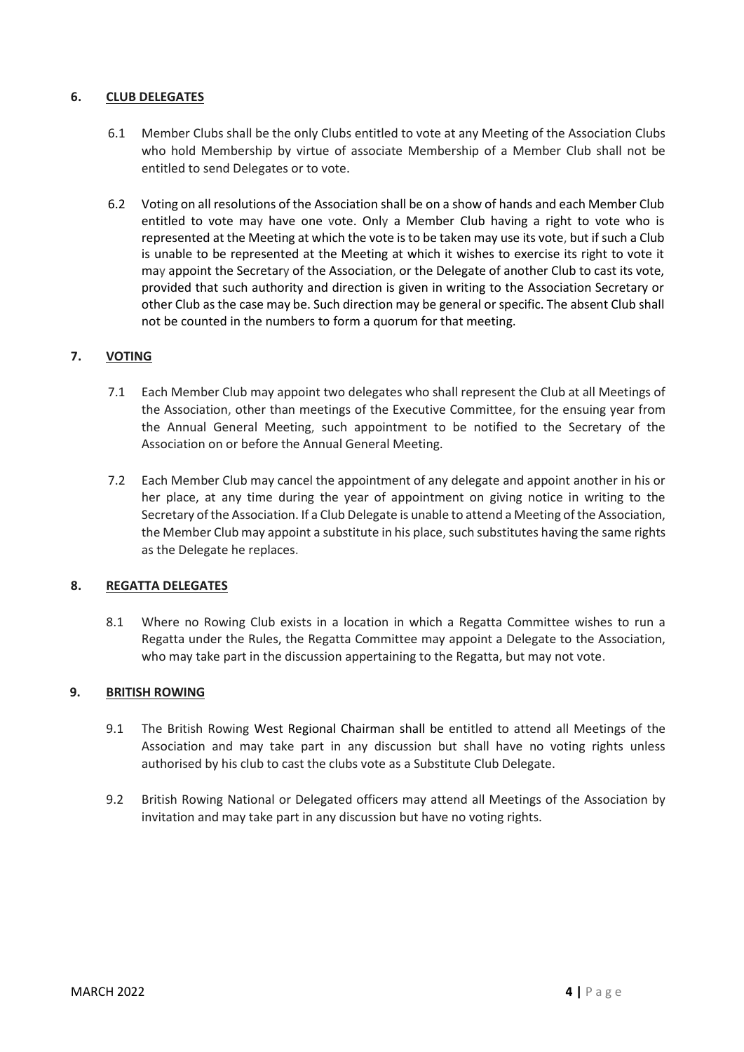## 6. CLUB DELEGATES

6.1 Member Clubs shall be the only Clubs entitled to vote at any Meeting of the Association Clubs who hold Membership by virtue of associate Membership of a Member Club shall not be entitled to send Delegates or to vote.

6.2 Voting on all resolutions of the Association shall be on a show of hands and each Member Club entitled to vote may have one vote. Only a Member Club having a right to vote who is represented at the Meeting at which the vote is to be taken may use its vote, but if such a Club is unable to be represented at the Meeting at which it wishes to exercise its right to vote it may appoint the Secretary of the Association, or the Delegate of another Club to cast its vote, provided that such authority and direction is given in writing to the Association Secretary or other Club as the case may be. Such direction may be general or specific. The absent Club shall not be counted in the numbers to form a quorum for that meeting.

## 7. VOTING

7.1 Each Member Club may appoint two delegates who shall represent the Club at all Meetings of the Association, other than meetings of the Executive Committee, for the ensuing year from the Annual General Meeting, such appointment to be notified to the Secretary of the Association on or before the Annual General Meeting.

7.2 Each Member Club may cancel the appointment of any delegate and appoint another in his or her place, at any time during the year of appointment on giving notice in writing to the Secretary of the Association. If a Club Delegate is unable to attend a Meeting of the Association, the Member Club may appoint a substitute in his place, such substitutes having the same rights as the Delegate he replaces.

## 8. REGATTA DELEGATES

8.1 Where no Rowing Club exists in a location in which a Regatta Committee wishes to run a Regatta under the Rules, the Regatta Committee may appoint a Delegate to the Association, who may take part in the discussion appertaining to the Regatta, but may not vote.

## 9. BRITISH ROWING

9.1 The British Rowing West Regional Chairman shall be entitled to attend all Meetings of the Association and may take part in any discussion but shall have no voting rights unless authorised by his club to cast the clubs vote as a Substitute Club Delegate.

9.2 British Rowing National or Delegated officers may attend all Meetings of the Association by invitation and may take part in any discussion but have no voting rights.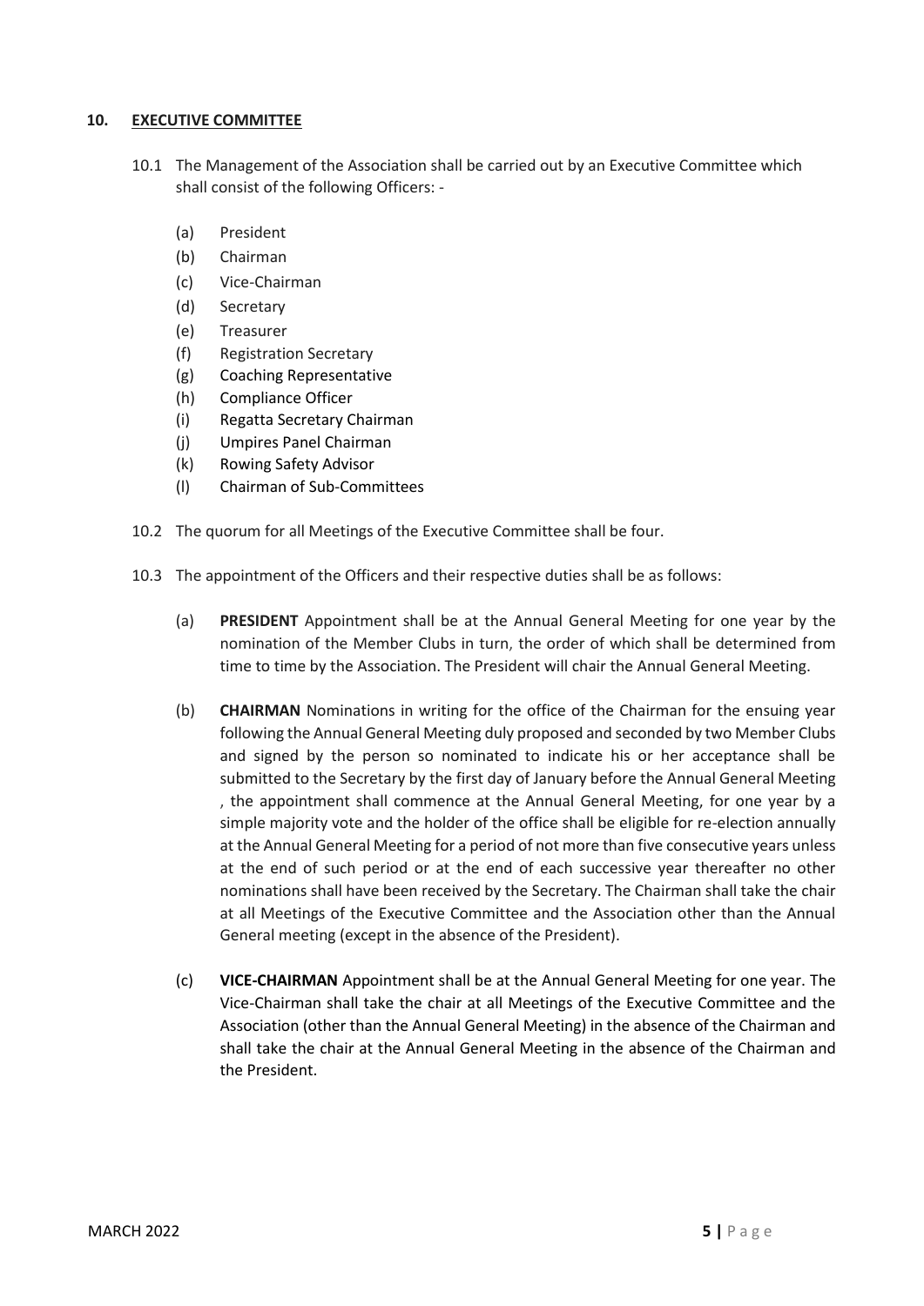## 10. EXECUTIVE COMMITTEE

10.1 The Management of the Association shall be carried out by an Executive Committee which shall consist of the following Officers: -

- (a) President
- (b) Chairman
- (c) Vice-Chairman
- (d) Secretary
- (e) Treasurer
- (f) Registration Secretary
- (g) Coaching Representative
- (h) Compliance Officer
- (i) Regatta Secretary Chairman
- (j) Umpires Panel Chairman
- (k) Rowing Safety Advisor
- (l) Chairman of Sub-Committees

10.2 The quorum for all Meetings of the Executive Committee shall be four.

10.3 The appointment of the Officers and their respective duties shall be as follows:

(a) **PRESIDENT** Appointment shall be at the Annual General Meeting for one year by the nomination of the Member Clubs in turn, the order of which shall be determined from time to time by the Association. The President will chair the Annual General Meeting.

(b) **CHAIRMAN** Nominations in writing for the office of the Chairman for the ensuing year following the Annual General Meeting duly proposed and seconded by two Member Clubs and signed by the person so nominated to indicate his or her acceptance shall be submitted to the Secretary by the first day of January before the Annual General Meeting , the appointment shall commence at the Annual General Meeting, for one year by a simple majority vote and the holder of the office shall be eligible for re-election annually at the Annual General Meeting for a period of not more than five consecutive years unless at the end of such period or at the end of each successive year thereafter no other nominations shall have been received by the Secretary. The Chairman shall take the chair at all Meetings of the Executive Committee and the Association other than the Annual General meeting (except in the absence of the President).

(c) **VICE-CHAIRMAN** Appointment shall be at the Annual General Meeting for one year. The Vice-Chairman shall take the chair at all Meetings of the Executive Committee and the Association (other than the Annual General Meeting) in the absence of the Chairman and shall take the chair at the Annual General Meeting in the absence of the Chairman and the President.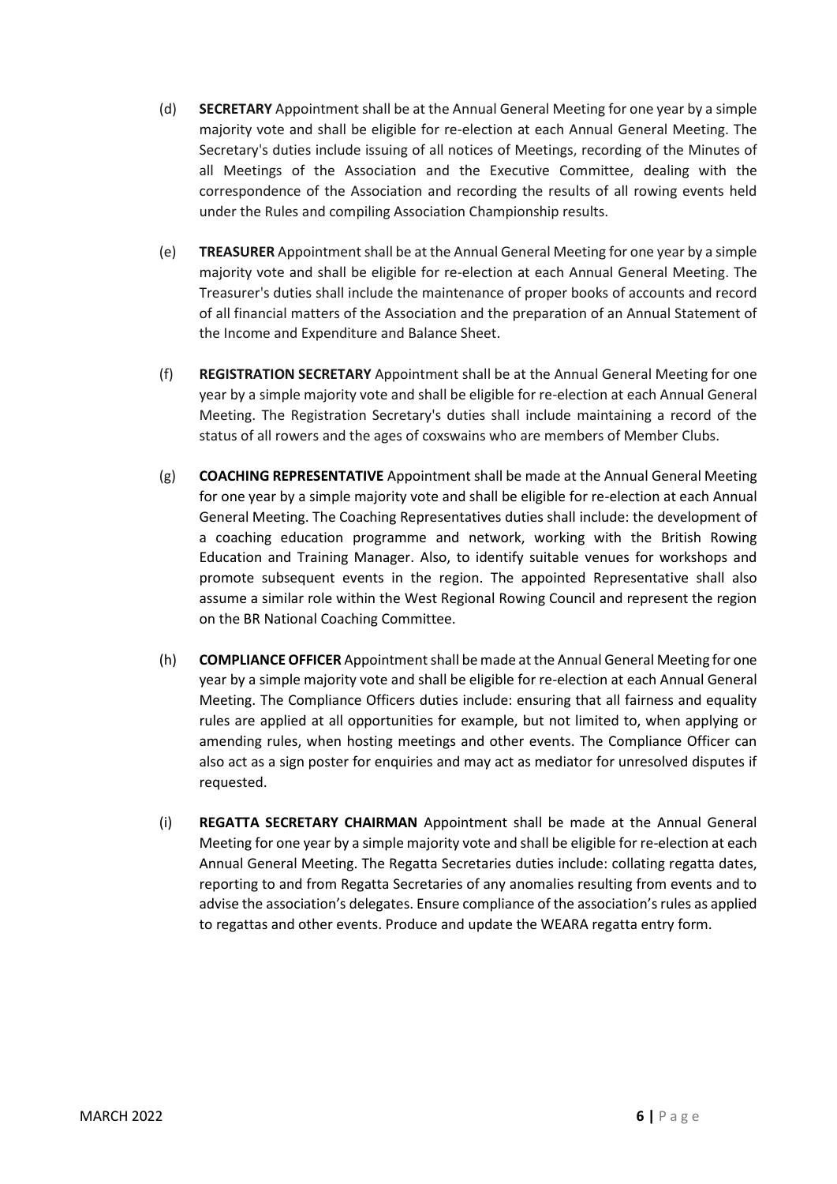(d) **SECRETARY** Appointment shall be at the Annual General Meeting for one year by a simple majority vote and shall be eligible for re-election at each Annual General Meeting. The Secretary's duties include issuing of all notices of Meetings, recording of the Minutes of all Meetings of the Association and the Executive Committee, dealing with the correspondence of the Association and recording the results of all rowing events held under the Rules and compiling Association Championship results.

(e) **TREASURER** Appointment shall be at the Annual General Meeting for one year by a simple majority vote and shall be eligible for re-election at each Annual General Meeting. The Treasurer's duties shall include the maintenance of proper books of accounts and record of all financial matters of the Association and the preparation of an Annual Statement of the Income and Expenditure and Balance Sheet.

(f) **REGISTRATION SECRETARY** Appointment shall be at the Annual General Meeting for one year by a simple majority vote and shall be eligible for re-election at each Annual General Meeting. The Registration Secretary's duties shall include maintaining a record of the status of all rowers and the ages of coxswains who are members of Member Clubs.

(g) **COACHING REPRESENTATIVE** Appointment shall be made at the Annual General Meeting for one year by a simple majority vote and shall be eligible for re-election at each Annual General Meeting. The Coaching Representatives duties shall include: the development of a coaching education programme and network, working with the British Rowing Education and Training Manager. Also, to identify suitable venues for workshops and promote subsequent events in the region. The appointed Representative shall also assume a similar role within the West Regional Rowing Council and represent the region on the BR National Coaching Committee.

(h) **COMPLIANCE OFFICER** Appointment shall be made at the Annual General Meeting for one year by a simple majority vote and shall be eligible for re-election at each Annual General Meeting. The Compliance Officers duties include: ensuring that all fairness and equality rules are applied at all opportunities for example, but not limited to, when applying or amending rules, when hosting meetings and other events. The Compliance Officer can also act as a sign poster for enquiries and may act as mediator for unresolved disputes if requested.

(i) **REGATTA SECRETARY CHAIRMAN** Appointment shall be made at the Annual General Meeting for one year by a simple majority vote and shall be eligible for re-election at each Annual General Meeting. The Regatta Secretaries duties include: collating regatta dates, reporting to and from Regatta Secretaries of any anomalies resulting from events and to advise the association's delegates. Ensure compliance of the association's rules as applied to regattas and other events. Produce and update the WEARA regatta entry form.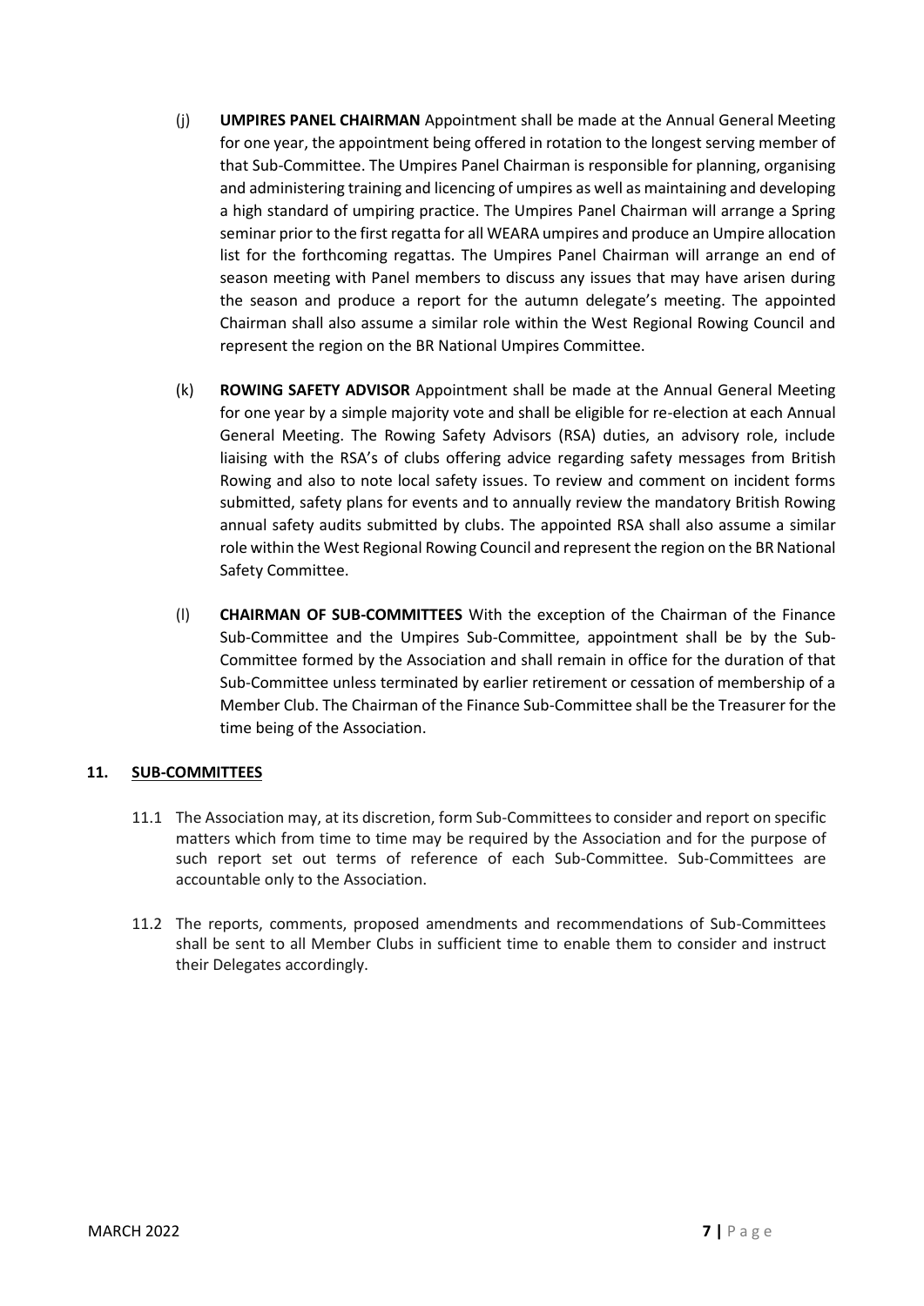(j) **UMPIRES PANEL CHAIRMAN** Appointment shall be made at the Annual General Meeting for one year, the appointment being offered in rotation to the longest serving member of that Sub-Committee. The Umpires Panel Chairman is responsible for planning, organising and administering training and licencing of umpires as well as maintaining and developing a high standard of umpiring practice. The Umpires Panel Chairman will arrange a Spring seminar prior to the first regatta for all WEARA umpires and produce an Umpire allocation list for the forthcoming regattas. The Umpires Panel Chairman will arrange an end of season meeting with Panel members to discuss any issues that may have arisen during the season and produce a report for the autumn delegate's meeting. The appointed Chairman shall also assume a similar role within the West Regional Rowing Council and represent the region on the BR National Umpires Committee.

(k) **ROWING SAFETY ADVISOR** Appointment shall be made at the Annual General Meeting for one year by a simple majority vote and shall be eligible for re-election at each Annual General Meeting. The Rowing Safety Advisors (RSA) duties, an advisory role, include liaising with the RSA's of clubs offering advice regarding safety messages from British Rowing and also to note local safety issues. To review and comment on incident forms submitted, safety plans for events and to annually review the mandatory British Rowing annual safety audits submitted by clubs. The appointed RSA shall also assume a similar role within the West Regional Rowing Council and represent the region on the BR National Safety Committee.

(l) **CHAIRMAN OF SUB-COMMITTEES** With the exception of the Chairman of the Finance Sub-Committee and the Umpires Sub-Committee, appointment shall be by the Sub-Committee formed by the Association and shall remain in office for the duration of that Sub-Committee unless terminated by earlier retirement or cessation of membership of a Member Club. The Chairman of the Finance Sub-Committee shall be the Treasurer for the time being of the Association.

## 11. SUB-COMMITTEES

11.1 The Association may, at its discretion, form Sub-Committees to consider and report on specific matters which from time to time may be required by the Association and for the purpose of such report set out terms of reference of each Sub-Committee. Sub-Committees are accountable only to the Association.

11.2 The reports, comments, proposed amendments and recommendations of Sub-Committees shall be sent to all Member Clubs in sufficient time to enable them to consider and instruct their Delegates accordingly.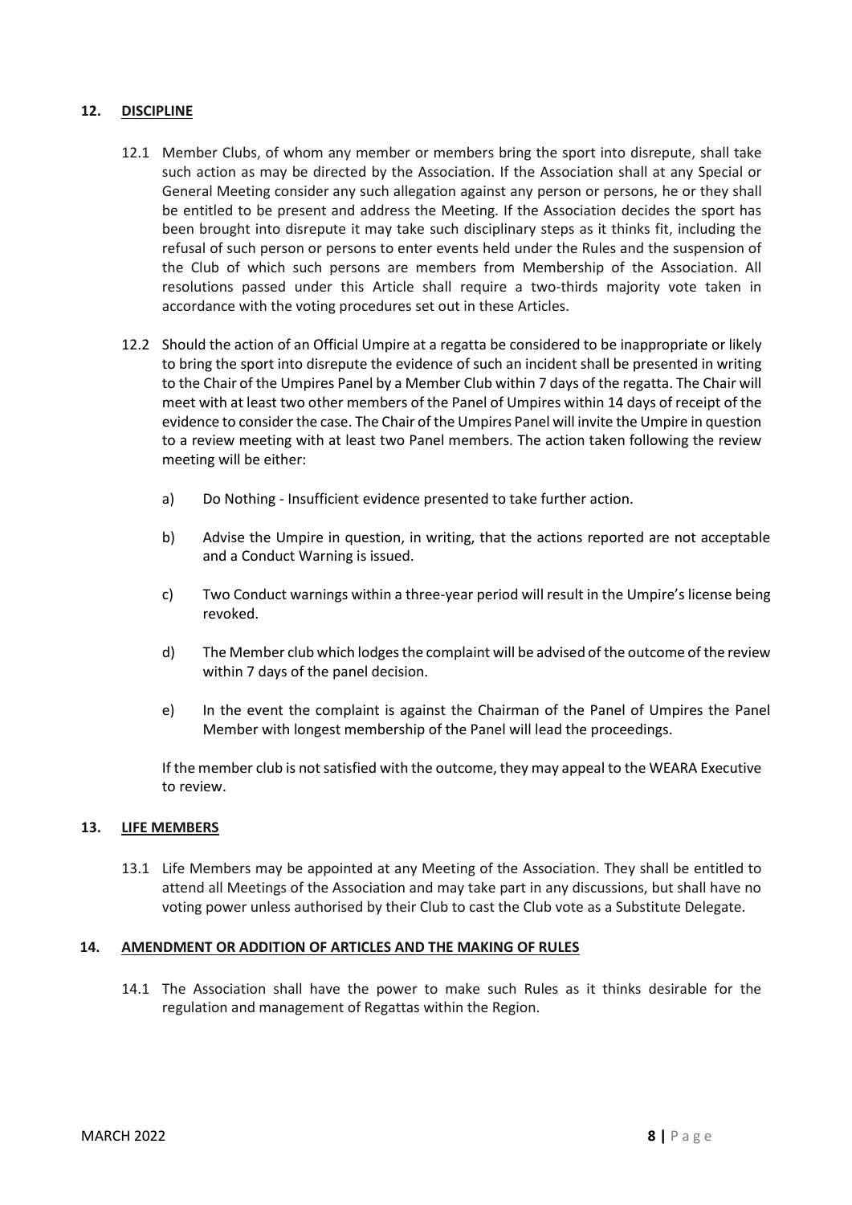## 12. DISCIPLINE

12.1 Member Clubs, of whom any member or members bring the sport into disrepute, shall take such action as may be directed by the Association. If the Association shall at any Special or General Meeting consider any such allegation against any person or persons, he or they shall be entitled to be present and address the Meeting. If the Association decides the sport has been brought into disrepute it may take such disciplinary steps as it thinks fit, including the refusal of such person or persons to enter events held under the Rules and the suspension of the Club of which such persons are members from Membership of the Association. All resolutions passed under this Article shall require a two-thirds majority vote taken in accordance with the voting procedures set out in these Articles.

12.2 Should the action of an Official Umpire at a regatta be considered to be inappropriate or likely to bring the sport into disrepute the evidence of such an incident shall be presented in writing to the Chair of the Umpires Panel by a Member Club within 7 days of the regatta. The Chair will meet with at least two other members of the Panel of Umpires within 14 days of receipt of the evidence to consider the case. The Chair of the Umpires Panel will invite the Umpire in question to a review meeting with at least two Panel members. The action taken following the review meeting will be either:

a) Do Nothing - Insufficient evidence presented to take further action.

b) Advise the Umpire in question, in writing, that the actions reported are not acceptable and a Conduct Warning is issued.

c) Two Conduct warnings within a three-year period will result in the Umpire's license being revoked.

d) The Member club which lodges the complaint will be advised of the outcome of the review within 7 days of the panel decision.

e) In the event the complaint is against the Chairman of the Panel of Umpires the Panel Member with longest membership of the Panel will lead the proceedings.

If the member club is not satisfied with the outcome, they may appeal to the WEARA Executive to review.

## 13. LIFE MEMBERS

13.1 Life Members may be appointed at any Meeting of the Association. They shall be entitled to attend all Meetings of the Association and may take part in any discussions, but shall have no voting power unless authorised by their Club to cast the Club vote as a Substitute Delegate.

## 14. AMENDMENT OR ADDITION OF ARTICLES AND THE MAKING OF RULES

14.1 The Association shall have the power to make such Rules as it thinks desirable for the regulation and management of Regattas within the Region.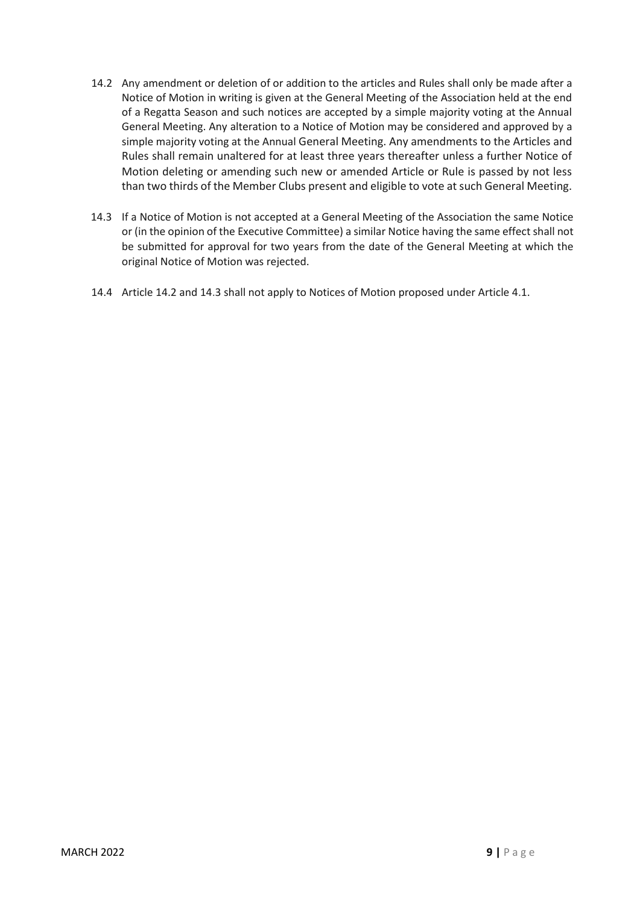14.2 Any amendment or deletion of or addition to the articles and Rules shall only be made after a Notice of Motion in writing is given at the General Meeting of the Association held at the end of a Regatta Season and such notices are accepted by a simple majority voting at the Annual General Meeting. Any alteration to a Notice of Motion may be considered and approved by a simple majority voting at the Annual General Meeting. Any amendments to the Articles and Rules shall remain unaltered for at least three years thereafter unless a further Notice of Motion deleting or amending such new or amended Article or Rule is passed by not less than two thirds of the Member Clubs present and eligible to vote at such General Meeting.

14.3 If a Notice of Motion is not accepted at a General Meeting of the Association the same Notice or (in the opinion of the Executive Committee) a similar Notice having the same effect shall not be submitted for approval for two years from the date of the General Meeting at which the original Notice of Motion was rejected.

14.4 Article 14.2 and 14.3 shall not apply to Notices of Motion proposed under Article 4.1.